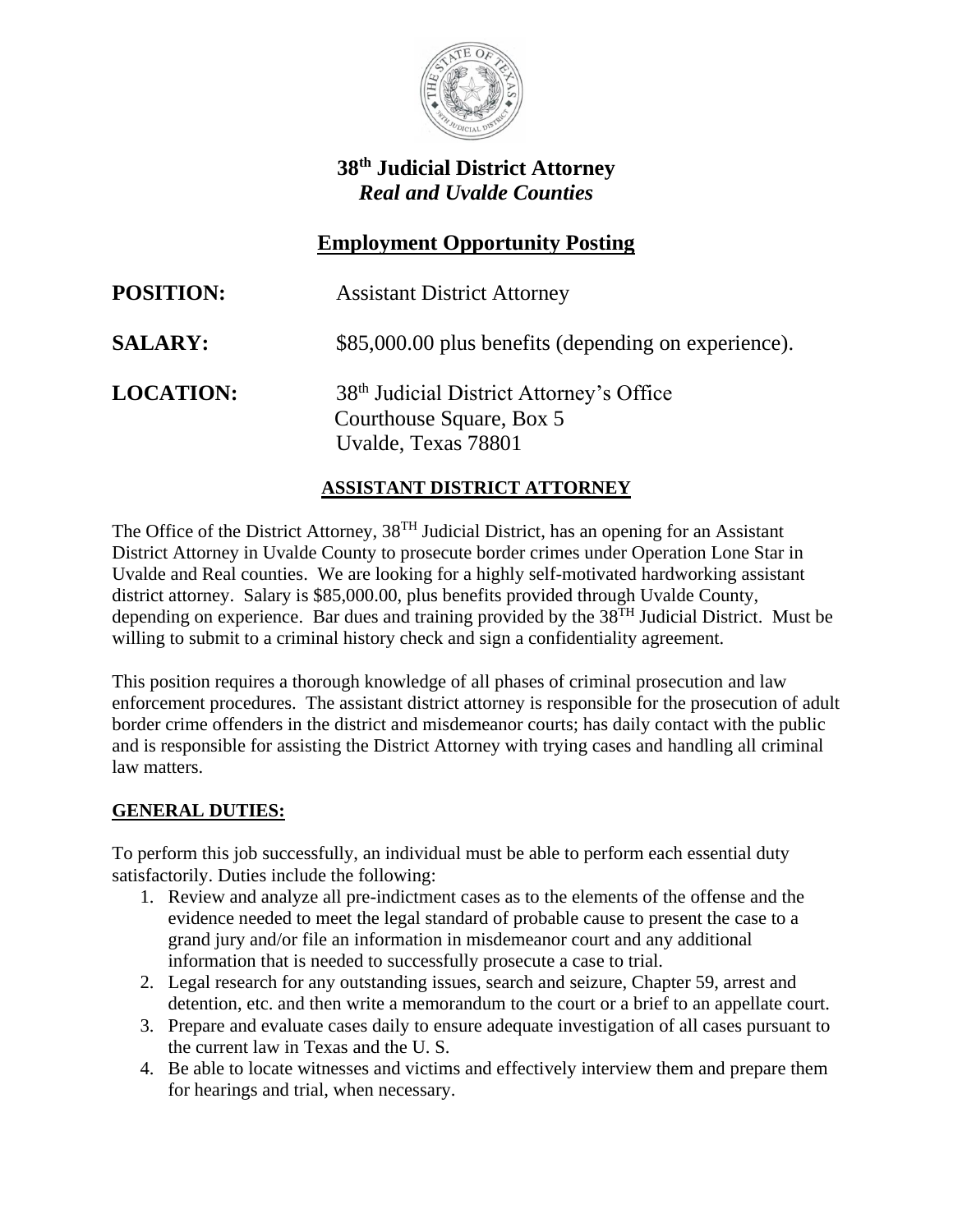# 38th Judicial District Attorney

## *Real and Uvalde Counties*

## Employment Opportunity Posting

**POSITION:** Assistant District Attorney

**SALARY:** $85,000.00 plus benefits (depending on experience).

**LOCATION:** 38th Judicial District Attorney's Office
Courthouse Square, Box 5
Uvalde, Texas 78801

### ASSISTANT DISTRICT ATTORNEY

The Office of the District Attorney, 38TH Judicial District, has an opening for an Assistant District Attorney in Uvalde County to prosecute border crimes under Operation Lone Star in Uvalde and Real counties. We are looking for a highly self-motivated hardworking assistant district attorney. Salary is $85,000.00, plus benefits provided through Uvalde County, depending on experience. Bar dues and training provided by the 38TH Judicial District. Must be willing to submit to a criminal history check and sign a confidentiality agreement.

This position requires a thorough knowledge of all phases of criminal prosecution and law enforcement procedures. The assistant district attorney is responsible for the prosecution of adult border crime offenders in the district and misdemeanor courts; has daily contact with the public and is responsible for assisting the District Attorney with trying cases and handling all criminal law matters.

### GENERAL DUTIES:

To perform this job successfully, an individual must be able to perform each essential duty satisfactorily. Duties include the following:

1. Review and analyze all pre-indictment cases as to the elements of the offense and the evidence needed to meet the legal standard of probable cause to present the case to a grand jury and/or file an information in misdemeanor court and any additional information that is needed to successfully prosecute a case to trial.
2. Legal research for any outstanding issues, search and seizure, Chapter 59, arrest and detention, etc. and then write a memorandum to the court or a brief to an appellate court.
3. Prepare and evaluate cases daily to ensure adequate investigation of all cases pursuant to the current law in Texas and the U. S.
4. Be able to locate witnesses and victims and effectively interview them and prepare them for hearings and trial, when necessary.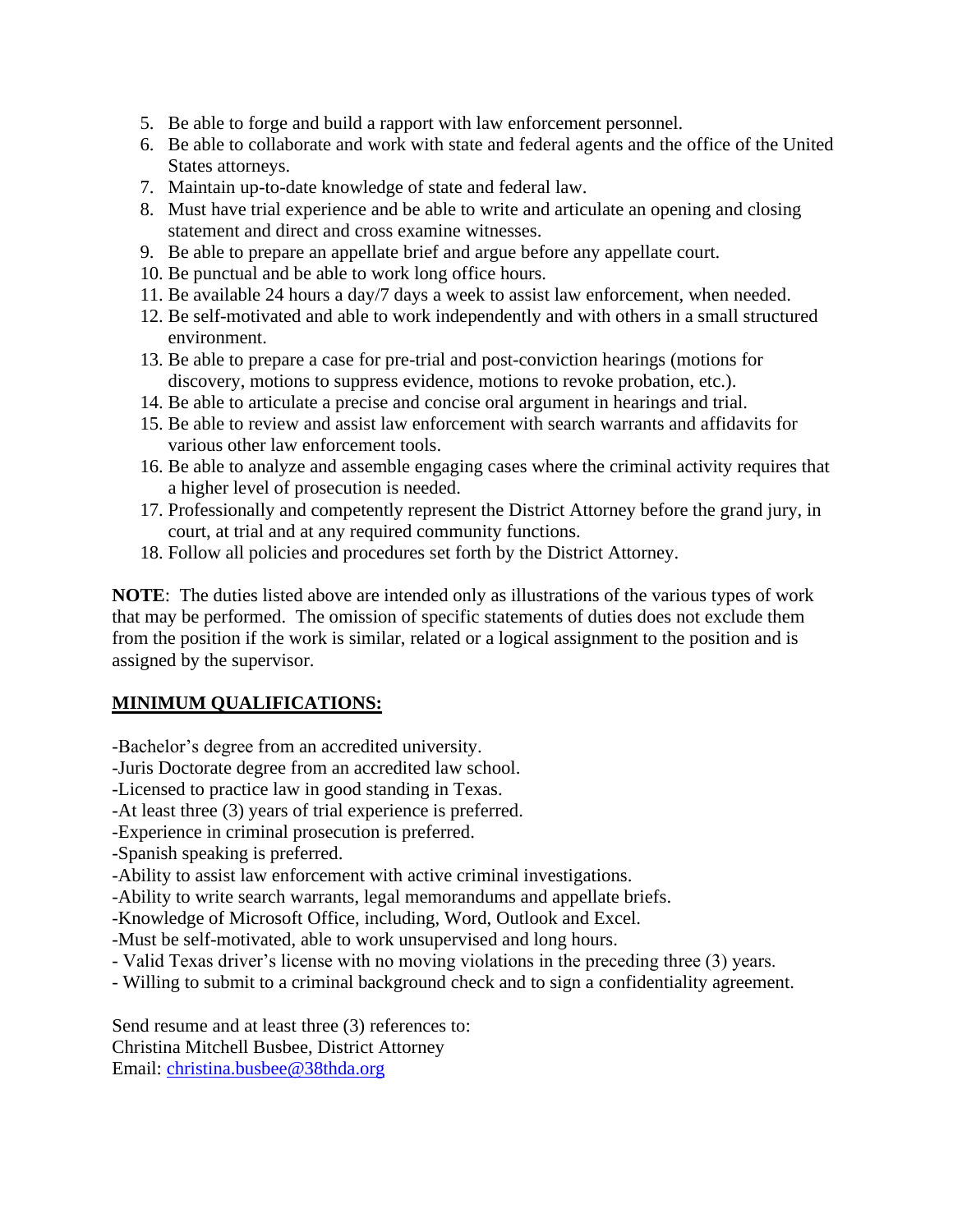5. Be able to forge and build a rapport with law enforcement personnel.
6. Be able to collaborate and work with state and federal agents and the office of the United States attorneys.
7. Maintain up-to-date knowledge of state and federal law.
8. Must have trial experience and be able to write and articulate an opening and closing statement and direct and cross examine witnesses.
9. Be able to prepare an appellate brief and argue before any appellate court.
10. Be punctual and be able to work long office hours.
11. Be available 24 hours a day/7 days a week to assist law enforcement, when needed.
12. Be self-motivated and able to work independently and with others in a small structured environment.
13. Be able to prepare a case for pre-trial and post-conviction hearings (motions for discovery, motions to suppress evidence, motions to revoke probation, etc.).
14. Be able to articulate a precise and concise oral argument in hearings and trial.
15. Be able to review and assist law enforcement with search warrants and affidavits for various other law enforcement tools.
16. Be able to analyze and assemble engaging cases where the criminal activity requires that a higher level of prosecution is needed.
17. Professionally and competently represent the District Attorney before the grand jury, in court, at trial and at any required community functions.
18. Follow all policies and procedures set forth by the District Attorney.

**NOTE**: The duties listed above are intended only as illustrations of the various types of work that may be performed. The omission of specific statements of duties does not exclude them from the position if the work is similar, related or a logical assignment to the position and is assigned by the supervisor.

## MINIMUM QUALIFICATIONS:

-Bachelor's degree from an accredited university.
-Juris Doctorate degree from an accredited law school.
-Licensed to practice law in good standing in Texas.
-At least three (3) years of trial experience is preferred.
-Experience in criminal prosecution is preferred.
-Spanish speaking is preferred.
-Ability to assist law enforcement with active criminal investigations.
-Ability to write search warrants, legal memorandums and appellate briefs.
-Knowledge of Microsoft Office, including, Word, Outlook and Excel.
-Must be self-motivated, able to work unsupervised and long hours.
- Valid Texas driver's license with no moving violations in the preceding three (3) years.
- Willing to submit to a criminal background check and to sign a confidentiality agreement.

Send resume and at least three (3) references to:
Christina Mitchell Busbee, District Attorney
Email: christina.busbee@38thda.org